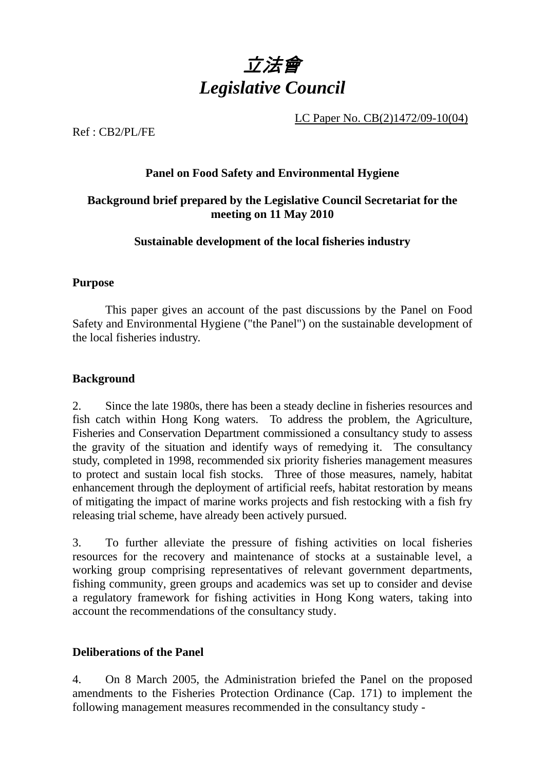# *立法會*
# *Legislative Council*

LC Paper No. CB(2)1472/09-10(04)

Ref : CB2/PL/FE

**Panel on Food Safety and Environmental Hygiene**

**Background brief prepared by the Legislative Council Secretariat for the meeting on 11 May 2010**

**Sustainable development of the local fisheries industry**

**Purpose**

This paper gives an account of the past discussions by the Panel on Food Safety and Environmental Hygiene ("the Panel") on the sustainable development of the local fisheries industry.

**Background**

2. Since the late 1980s, there has been a steady decline in fisheries resources and fish catch within Hong Kong waters. To address the problem, the Agriculture, Fisheries and Conservation Department commissioned a consultancy study to assess the gravity of the situation and identify ways of remedying it. The consultancy study, completed in 1998, recommended six priority fisheries management measures to protect and sustain local fish stocks. Three of those measures, namely, habitat enhancement through the deployment of artificial reefs, habitat restoration by means of mitigating the impact of marine works projects and fish restocking with a fish fry releasing trial scheme, have already been actively pursued.

3. To further alleviate the pressure of fishing activities on local fisheries resources for the recovery and maintenance of stocks at a sustainable level, a working group comprising representatives of relevant government departments, fishing community, green groups and academics was set up to consider and devise a regulatory framework for fishing activities in Hong Kong waters, taking into account the recommendations of the consultancy study.

**Deliberations of the Panel**

4. On 8 March 2005, the Administration briefed the Panel on the proposed amendments to the Fisheries Protection Ordinance (Cap. 171) to implement the following management measures recommended in the consultancy study -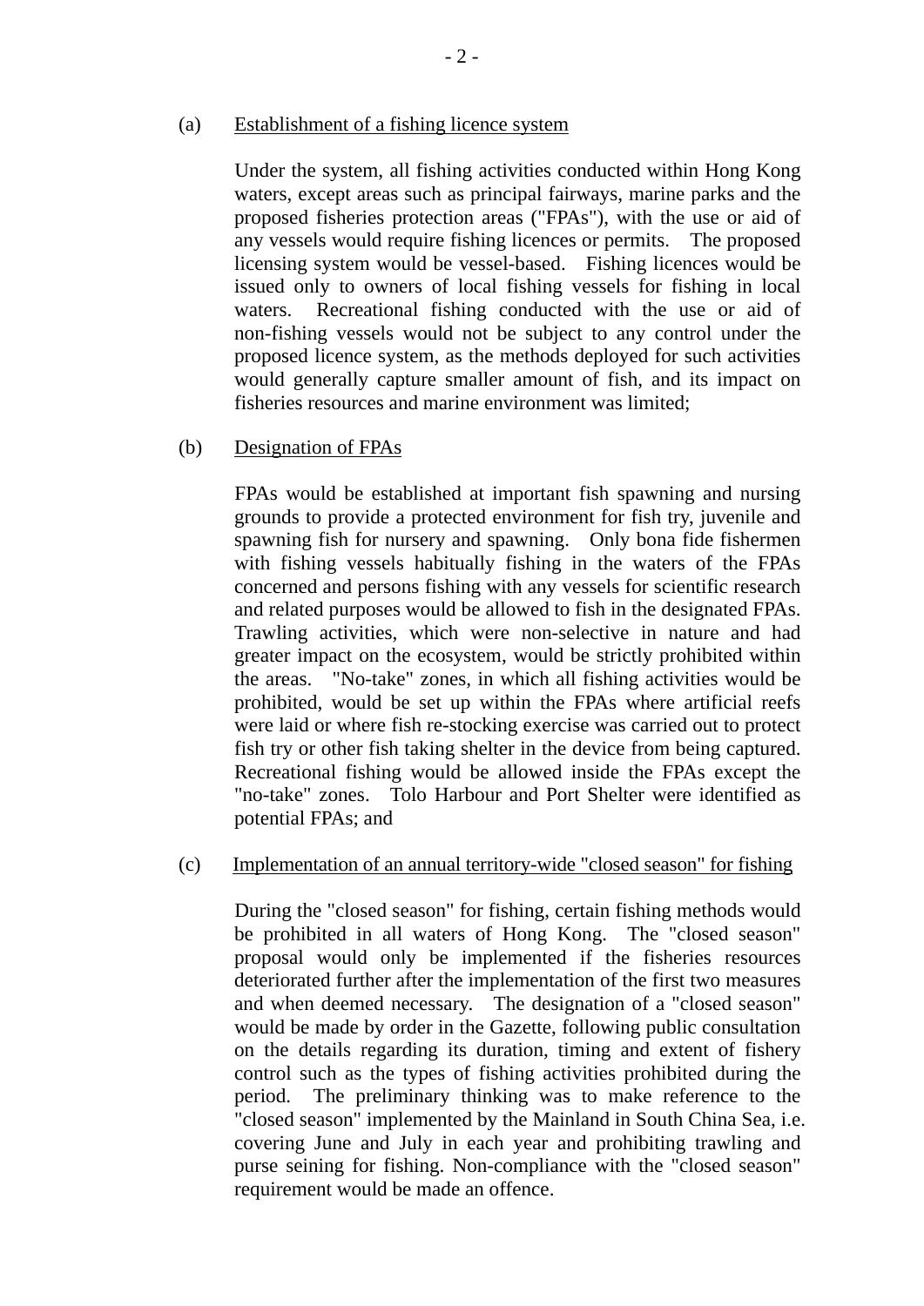(a) <u>Establishment of a fishing licence system</u>

Under the system, all fishing activities conducted within Hong Kong waters, except areas such as principal fairways, marine parks and the proposed fisheries protection areas ("FPAs"), with the use or aid of any vessels would require fishing licences or permits. The proposed licensing system would be vessel-based. Fishing licences would be issued only to owners of local fishing vessels for fishing in local waters. Recreational fishing conducted with the use or aid of non-fishing vessels would not be subject to any control under the proposed licence system, as the methods deployed for such activities would generally capture smaller amount of fish, and its impact on fisheries resources and marine environment was limited;

(b) <u>Designation of FPAs</u>

FPAs would be established at important fish spawning and nursing grounds to provide a protected environment for fish try, juvenile and spawning fish for nursery and spawning. Only bona fide fishermen with fishing vessels habitually fishing in the waters of the FPAs concerned and persons fishing with any vessels for scientific research and related purposes would be allowed to fish in the designated FPAs. Trawling activities, which were non-selective in nature and had greater impact on the ecosystem, would be strictly prohibited within the areas. "No-take" zones, in which all fishing activities would be prohibited, would be set up within the FPAs where artificial reefs were laid or where fish re-stocking exercise was carried out to protect fish try or other fish taking shelter in the device from being captured. Recreational fishing would be allowed inside the FPAs except the "no-take" zones. Tolo Harbour and Port Shelter were identified as potential FPAs; and

(c) <u>Implementation of an annual territory-wide "closed season" for fishing</u>

During the "closed season" for fishing, certain fishing methods would be prohibited in all waters of Hong Kong. The "closed season" proposal would only be implemented if the fisheries resources deteriorated further after the implementation of the first two measures and when deemed necessary. The designation of a "closed season" would be made by order in the Gazette, following public consultation on the details regarding its duration, timing and extent of fishery control such as the types of fishing activities prohibited during the period. The preliminary thinking was to make reference to the "closed season" implemented by the Mainland in South China Sea, i.e. covering June and July in each year and prohibiting trawling and purse seining for fishing. Non-compliance with the "closed season" requirement would be made an offence.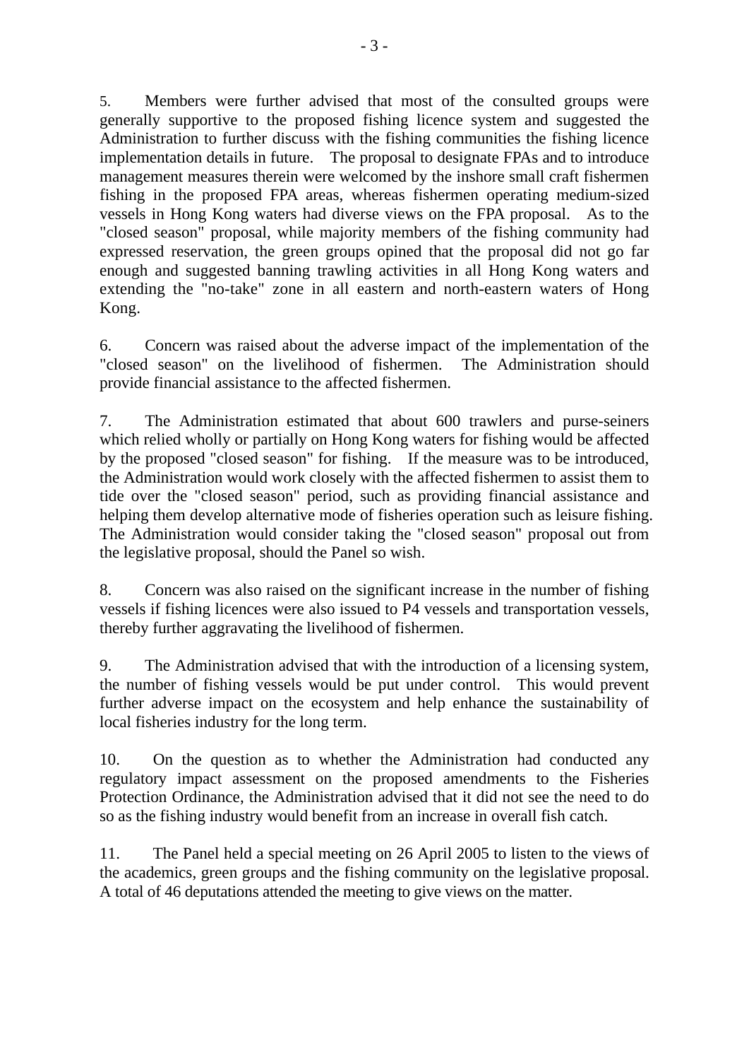5. Members were further advised that most of the consulted groups were generally supportive to the proposed fishing licence system and suggested the Administration to further discuss with the fishing communities the fishing licence implementation details in future. The proposal to designate FPAs and to introduce management measures therein were welcomed by the inshore small craft fishermen fishing in the proposed FPA areas, whereas fishermen operating medium-sized vessels in Hong Kong waters had diverse views on the FPA proposal. As to the "closed season" proposal, while majority members of the fishing community had expressed reservation, the green groups opined that the proposal did not go far enough and suggested banning trawling activities in all Hong Kong waters and extending the "no-take" zone in all eastern and north-eastern waters of Hong Kong.

6. Concern was raised about the adverse impact of the implementation of the "closed season" on the livelihood of fishermen. The Administration should provide financial assistance to the affected fishermen.

7. The Administration estimated that about 600 trawlers and purse-seiners which relied wholly or partially on Hong Kong waters for fishing would be affected by the proposed "closed season" for fishing. If the measure was to be introduced, the Administration would work closely with the affected fishermen to assist them to tide over the "closed season" period, such as providing financial assistance and helping them develop alternative mode of fisheries operation such as leisure fishing. The Administration would consider taking the "closed season" proposal out from the legislative proposal, should the Panel so wish.

8. Concern was also raised on the significant increase in the number of fishing vessels if fishing licences were also issued to P4 vessels and transportation vessels, thereby further aggravating the livelihood of fishermen.

9. The Administration advised that with the introduction of a licensing system, the number of fishing vessels would be put under control. This would prevent further adverse impact on the ecosystem and help enhance the sustainability of local fisheries industry for the long term.

10. On the question as to whether the Administration had conducted any regulatory impact assessment on the proposed amendments to the Fisheries Protection Ordinance, the Administration advised that it did not see the need to do so as the fishing industry would benefit from an increase in overall fish catch.

11. The Panel held a special meeting on 26 April 2005 to listen to the views of the academics, green groups and the fishing community on the legislative proposal. A total of 46 deputations attended the meeting to give views on the matter.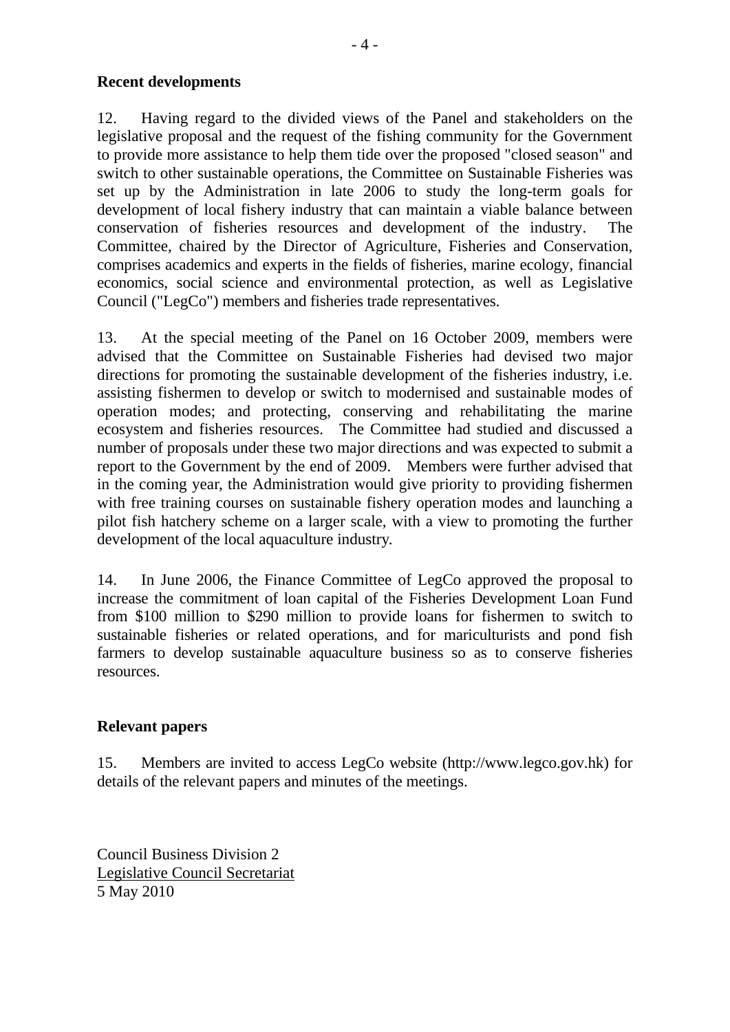**Recent developments**

12. Having regard to the divided views of the Panel and stakeholders on the legislative proposal and the request of the fishing community for the Government to provide more assistance to help them tide over the proposed "closed season" and switch to other sustainable operations, the Committee on Sustainable Fisheries was set up by the Administration in late 2006 to study the long-term goals for development of local fishery industry that can maintain a viable balance between conservation of fisheries resources and development of the industry. The Committee, chaired by the Director of Agriculture, Fisheries and Conservation, comprises academics and experts in the fields of fisheries, marine ecology, financial economics, social science and environmental protection, as well as Legislative Council ("LegCo") members and fisheries trade representatives.

13. At the special meeting of the Panel on 16 October 2009, members were advised that the Committee on Sustainable Fisheries had devised two major directions for promoting the sustainable development of the fisheries industry, i.e. assisting fishermen to develop or switch to modernised and sustainable modes of operation modes; and protecting, conserving and rehabilitating the marine ecosystem and fisheries resources. The Committee had studied and discussed a number of proposals under these two major directions and was expected to submit a report to the Government by the end of 2009. Members were further advised that in the coming year, the Administration would give priority to providing fishermen with free training courses on sustainable fishery operation modes and launching a pilot fish hatchery scheme on a larger scale, with a view to promoting the further development of the local aquaculture industry.

14. In June 2006, the Finance Committee of LegCo approved the proposal to increase the commitment of loan capital of the Fisheries Development Loan Fund from $100 million to $290 million to provide loans for fishermen to switch to sustainable fisheries or related operations, and for mariculturists and pond fish farmers to develop sustainable aquaculture business so as to conserve fisheries resources.

**Relevant papers**

15. Members are invited to access LegCo website (http://www.legco.gov.hk) for details of the relevant papers and minutes of the meetings.

Council Business Division 2
Legislative Council Secretariat
5 May 2010